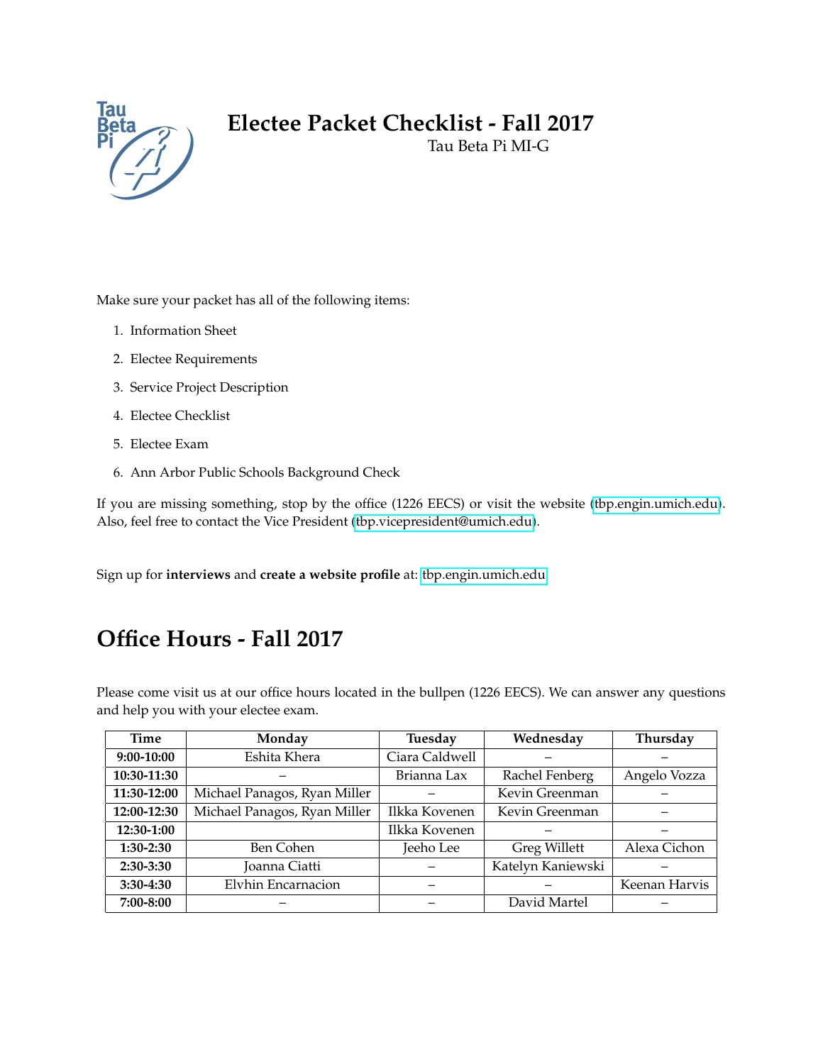# Electee Packet Checklist - Fall 2017

Tau Beta Pi MI-G

Make sure your packet has all of the following items:

1. Information Sheet
2. Electee Requirements
3. Service Project Description
4. Electee Checklist
5. Electee Exam
6. Ann Arbor Public Schools Background Check

If you are missing something, stop by the office (1226 EECS) or visit the website (tbp.engin.umich.edu). Also, feel free to contact the Vice President (tbp.vicepresident@umich.edu).

Sign up for **interviews** and **create a website profile** at: tbp.engin.umich.edu

## Office Hours - Fall 2017

Please come visit us at our office hours located in the bullpen (1226 EECS). We can answer any questions and help you with your electee exam.

| Time | Monday | Tuesday | Wednesday | Thursday |
|---|---|---|---|---|
| **9:00-10:00** | Eshita Khera | Ciara Caldwell | – | – |
| **10:30-11:30** | – | Brianna Lax | Rachel Fenberg | Angelo Vozza |
| **11:30-12:00** | Michael Panagos, Ryan Miller | – | Kevin Greenman | – |
| **12:00-12:30** | Michael Panagos, Ryan Miller | Ilkka Kovenen | Kevin Greenman | – |
| **12:30-1:00** | | Ilkka Kovenen | – | – |
| **1:30-2:30** | Ben Cohen | Jeeho Lee | Greg Willett | Alexa Cichon |
| **2:30-3:30** | Joanna Ciatti | – | Katelyn Kaniewski | – |
| **3:30-4:30** | Elvhin Encarnacion | – | – | Keenan Harvis |
| **7:00-8:00** | – | – | David Martel | – |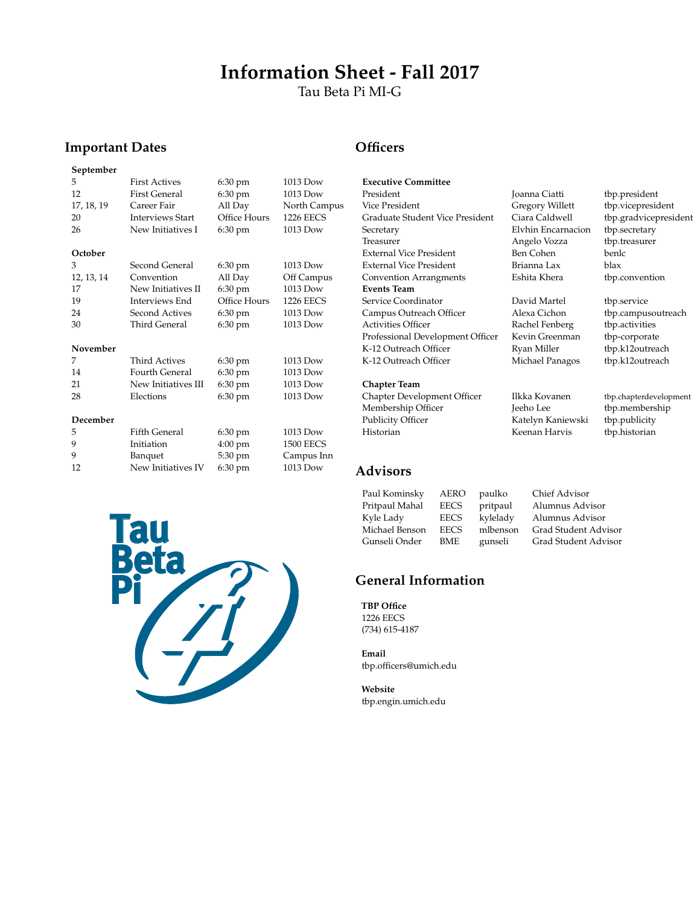# Information Sheet - Fall 2017

Tau Beta Pi MI-G

## Important Dates

| | | | |
|---|---|---|---|
| **September** | | | |
| 5 | First Actives | 6:30 pm | 1013 Dow |
| 12 | First General | 6:30 pm | 1013 Dow |
| 17, 18, 19 | Career Fair | All Day | North Campus |
| 20 | Interviews Start | Office Hours | 1226 EECS |
| 26 | New Initiatives I | 6:30 pm | 1013 Dow |
| **October** | | | |
| 3 | Second General | 6:30 pm | 1013 Dow |
| 12, 13, 14 | Convention | All Day | Off Campus |
| 17 | New Initiatives II | 6:30 pm | 1013 Dow |
| 19 | Interviews End | Office Hours | 1226 EECS |
| 24 | Second Actives | 6:30 pm | 1013 Dow |
| 30 | Third General | 6:30 pm | 1013 Dow |
| **November** | | | |
| 7 | Third Actives | 6:30 pm | 1013 Dow |
| 14 | Fourth General | 6:30 pm | 1013 Dow |
| 21 | New Initiatives III | 6:30 pm | 1013 Dow |
| 28 | Elections | 6:30 pm | 1013 Dow |
| **December** | | | |
| 5 | Fifth General | 6:30 pm | 1013 Dow |
| 9 | Initiation | 4:00 pm | 1500 EECS |
| 9 | Banquet | 5:30 pm | Campus Inn |
| 12 | New Initiatives IV | 6:30 pm | 1013 Dow |

## Officers

| | | |
|---|---|---|
| **Executive Committee** | | |
| President | Joanna Ciatti | tbp.president |
| Vice President | Gregory Willett | tbp.vicepresident |
| Graduate Student Vice President | Ciara Caldwell | tbp.gradvicepresident |
| Secretary | Elvhin Encarnacion | tbp.secretary |
| Treasurer | Angelo Vozza | tbp.treasurer |
| External Vice President | Ben Cohen | benlc |
| External Vice President | Brianna Lax | blax |
| Convention Arrangments | Eshita Khera | tbp.convention |
| **Events Team** | | |
| Service Coordinator | David Martel | tbp.service |
| Campus Outreach Officer | Alexa Cichon | tbp.campusoutreach |
| Activities Officer | Rachel Fenberg | tbp.activities |
| Professional Development Officer | Kevin Greenman | tbp-corporate |
| K-12 Outreach Officer | Ryan Miller | tbp.k12outreach |
| K-12 Outreach Officer | Michael Panagos | tbp.k12outreach |
| **Chapter Team** | | |
| Chapter Development Officer | Ilkka Kovanen | tbp.chapterdevelopment |
| Membership Officer | Jeeho Lee | tbp.membership |
| Publicity Officer | Katelyn Kaniewski | tbp.publicity |
| Historian | Keenan Harvis | tbp.historian |

## Advisors

| | | | |
|---|---|---|---|
| Paul Kominsky | AERO | paulko | Chief Advisor |
| Pritpaul Mahal | EECS | pritpaul | Alumnus Advisor |
| Kyle Lady | EECS | kylelady | Alumnus Advisor |
| Michael Benson | EECS | mlbenson | Grad Student Advisor |
| Gunseli Onder | BME | gunseli | Grad Student Advisor |

## General Information

**TBP Office**
1226 EECS
(734) 615-4187

**Email**
tbp.officers@umich.edu

**Website**
tbp.engin.umich.edu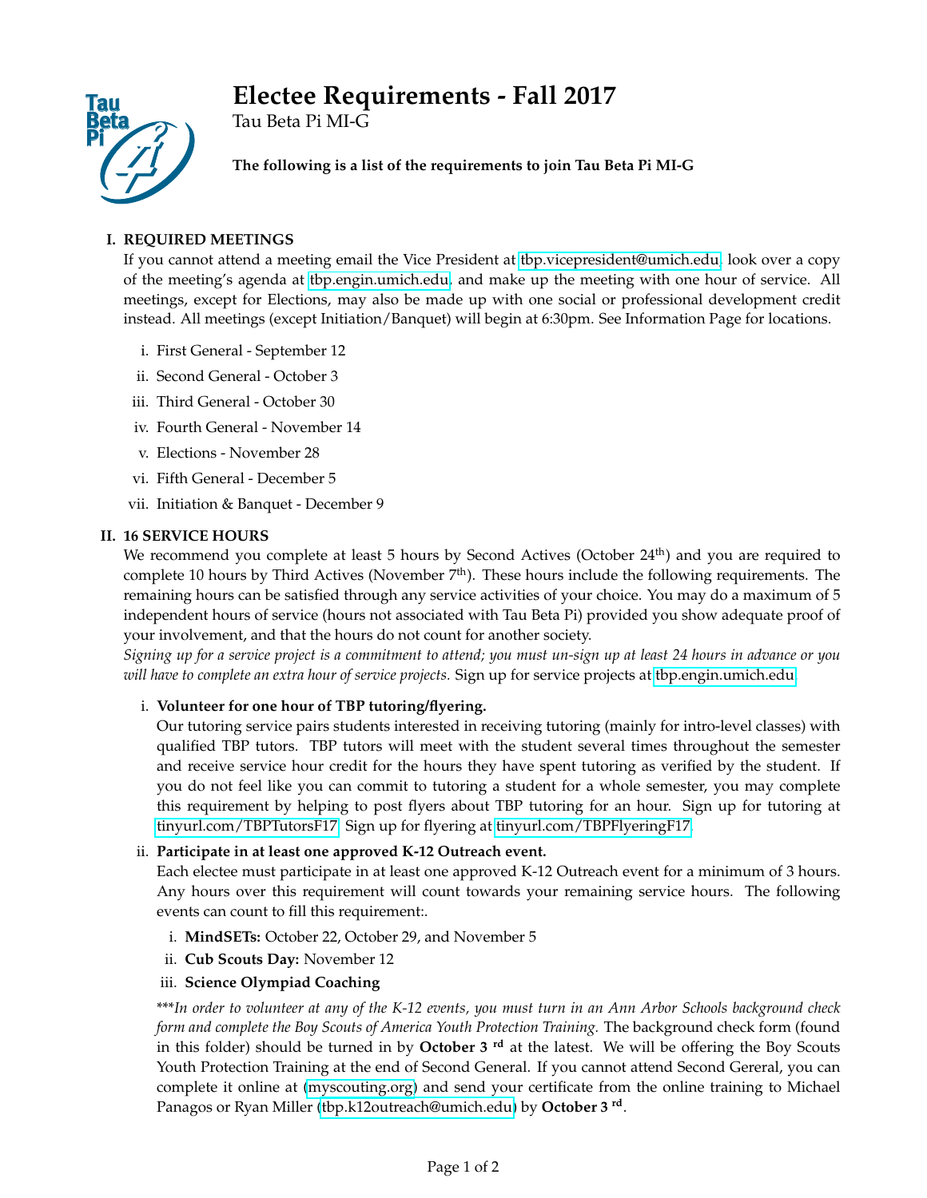# Electee Requirements - Fall 2017

Tau Beta Pi MI-G

**The following is a list of the requirements to join Tau Beta Pi MI-G**

## I. REQUIRED MEETINGS

If you cannot attend a meeting email the Vice President at tbp.vicepresident@umich.edu, look over a copy of the meeting's agenda at tbp.engin.umich.edu, and make up the meeting with one hour of service. All meetings, except for Elections, may also be made up with one social or professional development credit instead. All meetings (except Initiation/Banquet) will begin at 6:30pm. See Information Page for locations.

i. First General - September 12
ii. Second General - October 3
iii. Third General - October 30
iv. Fourth General - November 14
v. Elections - November 28
vi. Fifth General - December 5
vii. Initiation & Banquet - December 9

## II. 16 SERVICE HOURS

We recommend you complete at least 5 hours by Second Actives (October 24th) and you are required to complete 10 hours by Third Actives (November 7th). These hours include the following requirements. The remaining hours can be satisfied through any service activities of your choice. You may do a maximum of 5 independent hours of service (hours not associated with Tau Beta Pi) provided you show adequate proof of your involvement, and that the hours do not count for another society.
*Signing up for a service project is a commitment to attend; you must un-sign up at least 24 hours in advance or you will have to complete an extra hour of service projects.* Sign up for service projects at tbp.engin.umich.edu.

i. **Volunteer for one hour of TBP tutoring/flyering.**
Our tutoring service pairs students interested in receiving tutoring (mainly for intro-level classes) with qualified TBP tutors. TBP tutors will meet with the student several times throughout the semester and receive service hour credit for the hours they have spent tutoring as verified by the student. If you do not feel like you can commit to tutoring a student for a whole semester, you may complete this requirement by helping to post flyers about TBP tutoring for an hour. Sign up for tutoring at tinyurl.com/TBPTutorsF17. Sign up for flyering at tinyurl.com/TBPFlyeringF17.

ii. **Participate in at least one approved K-12 Outreach event.**
Each electee must participate in at least one approved K-12 Outreach event for a minimum of 3 hours. Any hours over this requirement will count towards your remaining service hours. The following events can count to fill this requirement:.

   i. **MindSETs:** October 22, October 29, and November 5
   ii. **Cub Scouts Day:** November 12
   iii. **Science Olympiad Coaching**

*\*\*\*In order to volunteer at any of the K-12 events, you must turn in an Ann Arbor Schools background check form and complete the Boy Scouts of America Youth Protection Training.* The background check form (found in this folder) should be turned in by **October 3 rd** at the latest. We will be offering the Boy Scouts Youth Protection Training at the end of Second General. If you cannot attend Second Gereral, you can complete it online at (myscouting.org) and send your certificate from the online training to Michael Panagos or Ryan Miller (tbp.k12outreach@umich.edu) by **October 3 rd**.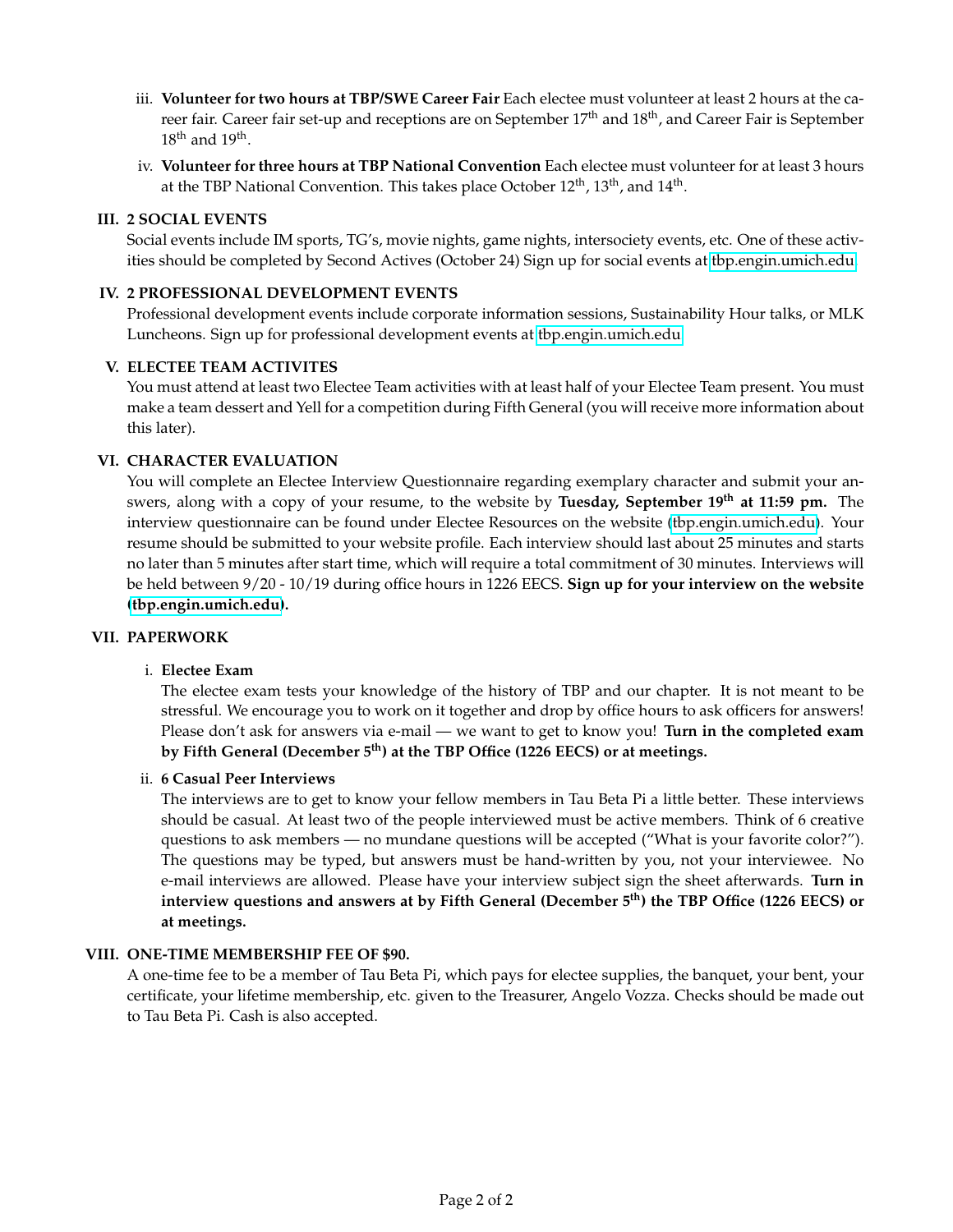iii. **Volunteer for two hours at TBP/SWE Career Fair** Each electee must volunteer at least 2 hours at the career fair. Career fair set-up and receptions are on September 17th and 18th, and Career Fair is September 18th and 19th.

iv. **Volunteer for three hours at TBP National Convention** Each electee must volunteer for at least 3 hours at the TBP National Convention. This takes place October 12th, 13th, and 14th.

## III. 2 SOCIAL EVENTS

Social events include IM sports, TG's, movie nights, game nights, intersociety events, etc. One of these activities should be completed by Second Actives (October 24) Sign up for social events at tbp.engin.umich.edu

## IV. 2 PROFESSIONAL DEVELOPMENT EVENTS

Professional development events include corporate information sessions, Sustainability Hour talks, or MLK Luncheons. Sign up for professional development events at tbp.engin.umich.edu

## V. ELECTEE TEAM ACTIVITES

You must attend at least two Electee Team activities with at least half of your Electee Team present. You must make a team dessert and Yell for a competition during Fifth General (you will receive more information about this later).

## VI. CHARACTER EVALUATION

You will complete an Electee Interview Questionnaire regarding exemplary character and submit your answers, along with a copy of your resume, to the website by **Tuesday, September 19th at 11:59 pm.** The interview questionnaire can be found under Electee Resources on the website (tbp.engin.umich.edu). Your resume should be submitted to your website profile. Each interview should last about 25 minutes and starts no later than 5 minutes after start time, which will require a total commitment of 30 minutes. Interviews will be held between 9/20 - 10/19 during office hours in 1226 EECS. **Sign up for your interview on the website (tbp.engin.umich.edu).**

## VII. PAPERWORK

i. **Electee Exam**

The electee exam tests your knowledge of the history of TBP and our chapter. It is not meant to be stressful. We encourage you to work on it together and drop by office hours to ask officers for answers! Please don't ask for answers via e-mail — we want to get to know you! **Turn in the completed exam by Fifth General (December 5th) at the TBP Office (1226 EECS) or at meetings.**

ii. **6 Casual Peer Interviews**

The interviews are to get to know your fellow members in Tau Beta Pi a little better. These interviews should be casual. At least two of the people interviewed must be active members. Think of 6 creative questions to ask members — no mundane questions will be accepted ("What is your favorite color?"). The questions may be typed, but answers must be hand-written by you, not your interviewee. No e-mail interviews are allowed. Please have your interview subject sign the sheet afterwards. **Turn in interview questions and answers at by Fifth General (December 5th) the TBP Office (1226 EECS) or at meetings.**

## VIII. ONE-TIME MEMBERSHIP FEE OF $90.

A one-time fee to be a member of Tau Beta Pi, which pays for electee supplies, the banquet, your bent, your certificate, your lifetime membership, etc. given to the Treasurer, Angelo Vozza. Checks should be made out to Tau Beta Pi. Cash is also accepted.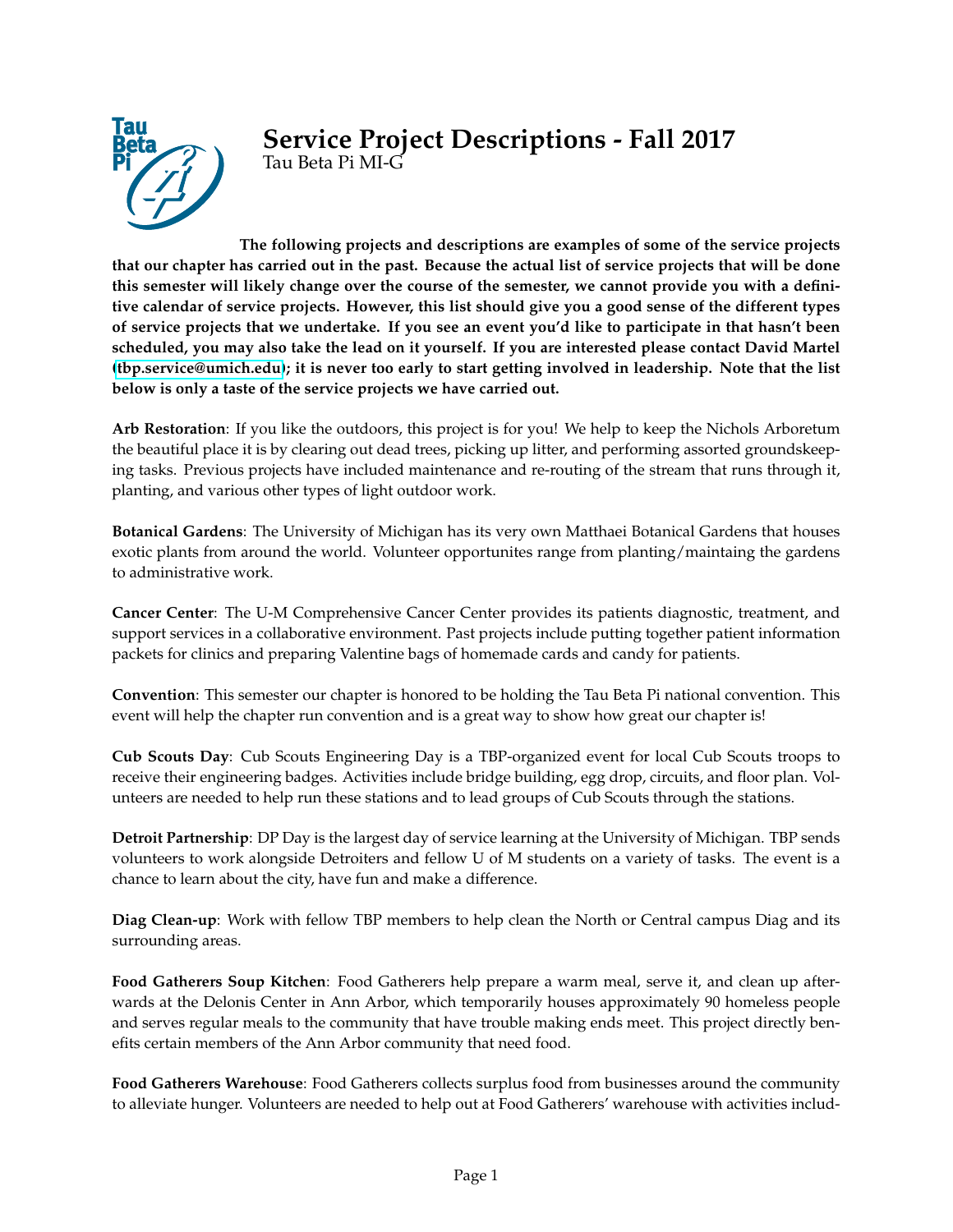# Service Project Descriptions - Fall 2017

Tau Beta Pi MI-G

**The following projects and descriptions are examples of some of the service projects that our chapter has carried out in the past. Because the actual list of service projects that will be done this semester will likely change over the course of the semester, we cannot provide you with a definitive calendar of service projects. However, this list should give you a good sense of the different types of service projects that we undertake. If you see an event you'd like to participate in that hasn't been scheduled, you may also take the lead on it yourself. If you are interested please contact David Martel (tbp.service@umich.edu); it is never too early to start getting involved in leadership. Note that the list below is only a taste of the service projects we have carried out.**

**Arb Restoration**: If you like the outdoors, this project is for you! We help to keep the Nichols Arboretum the beautiful place it is by clearing out dead trees, picking up litter, and performing assorted groundskeeping tasks. Previous projects have included maintenance and re-routing of the stream that runs through it, planting, and various other types of light outdoor work.

**Botanical Gardens**: The University of Michigan has its very own Matthaei Botanical Gardens that houses exotic plants from around the world. Volunteer opportunites range from planting/maintaing the gardens to administrative work.

**Cancer Center**: The U-M Comprehensive Cancer Center provides its patients diagnostic, treatment, and support services in a collaborative environment. Past projects include putting together patient information packets for clinics and preparing Valentine bags of homemade cards and candy for patients.

**Convention**: This semester our chapter is honored to be holding the Tau Beta Pi national convention. This event will help the chapter run convention and is a great way to show how great our chapter is!

**Cub Scouts Day**: Cub Scouts Engineering Day is a TBP-organized event for local Cub Scouts troops to receive their engineering badges. Activities include bridge building, egg drop, circuits, and floor plan. Volunteers are needed to help run these stations and to lead groups of Cub Scouts through the stations.

**Detroit Partnership**: DP Day is the largest day of service learning at the University of Michigan. TBP sends volunteers to work alongside Detroiters and fellow U of M students on a variety of tasks. The event is a chance to learn about the city, have fun and make a difference.

**Diag Clean-up**: Work with fellow TBP members to help clean the North or Central campus Diag and its surrounding areas.

**Food Gatherers Soup Kitchen**: Food Gatherers help prepare a warm meal, serve it, and clean up afterwards at the Delonis Center in Ann Arbor, which temporarily houses approximately 90 homeless people and serves regular meals to the community that have trouble making ends meet. This project directly benefits certain members of the Ann Arbor community that need food.

**Food Gatherers Warehouse**: Food Gatherers collects surplus food from businesses around the community to alleviate hunger. Volunteers are needed to help out at Food Gatherers' warehouse with activities includ-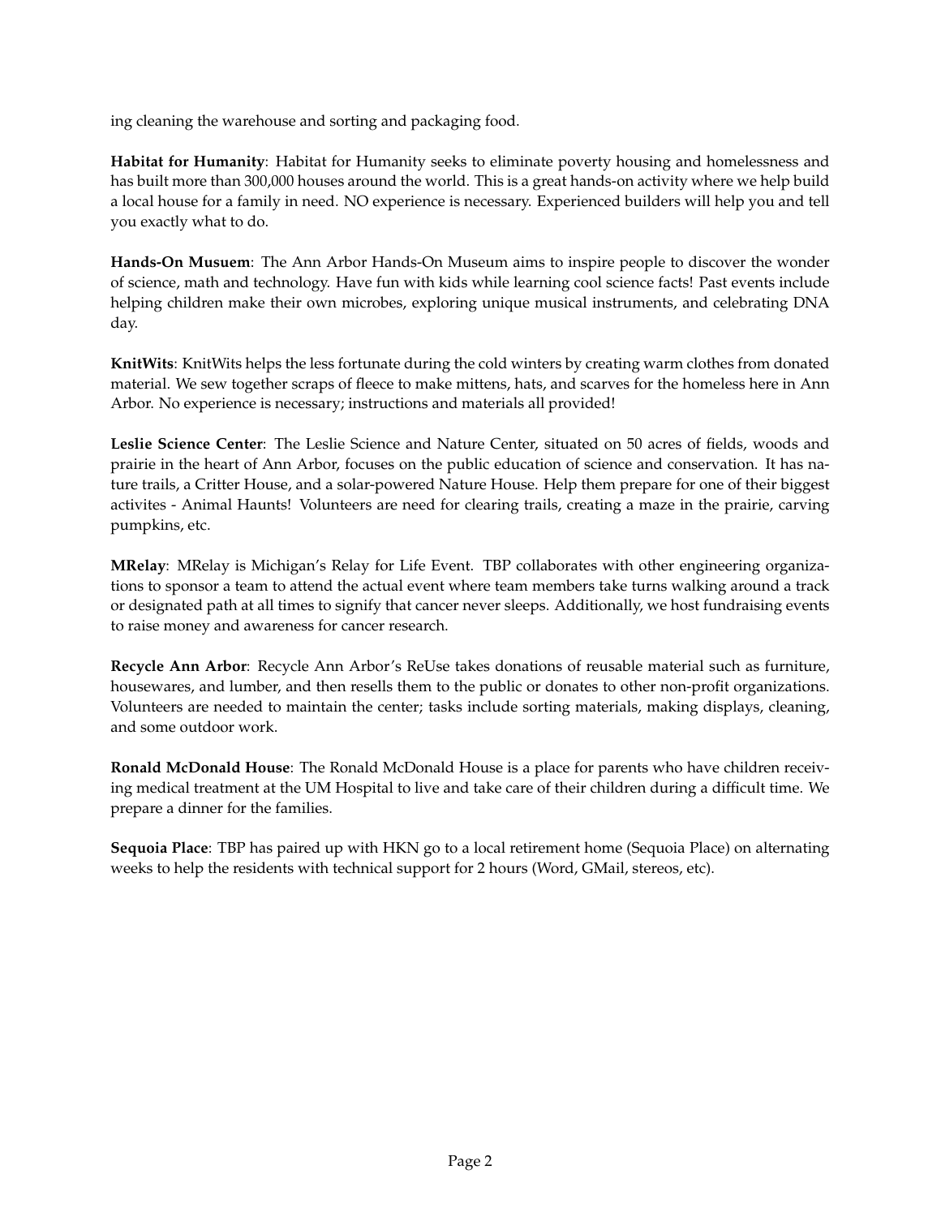ing cleaning the warehouse and sorting and packaging food.

**Habitat for Humanity**: Habitat for Humanity seeks to eliminate poverty housing and homelessness and has built more than 300,000 houses around the world. This is a great hands-on activity where we help build a local house for a family in need. NO experience is necessary. Experienced builders will help you and tell you exactly what to do.

**Hands-On Musuem**: The Ann Arbor Hands-On Museum aims to inspire people to discover the wonder of science, math and technology. Have fun with kids while learning cool science facts! Past events include helping children make their own microbes, exploring unique musical instruments, and celebrating DNA day.

**KnitWits**: KnitWits helps the less fortunate during the cold winters by creating warm clothes from donated material. We sew together scraps of fleece to make mittens, hats, and scarves for the homeless here in Ann Arbor. No experience is necessary; instructions and materials all provided!

**Leslie Science Center**: The Leslie Science and Nature Center, situated on 50 acres of fields, woods and prairie in the heart of Ann Arbor, focuses on the public education of science and conservation. It has nature trails, a Critter House, and a solar-powered Nature House. Help them prepare for one of their biggest activites - Animal Haunts! Volunteers are need for clearing trails, creating a maze in the prairie, carving pumpkins, etc.

**MRelay**: MRelay is Michigan's Relay for Life Event. TBP collaborates with other engineering organizations to sponsor a team to attend the actual event where team members take turns walking around a track or designated path at all times to signify that cancer never sleeps. Additionally, we host fundraising events to raise money and awareness for cancer research.

**Recycle Ann Arbor**: Recycle Ann Arbor's ReUse takes donations of reusable material such as furniture, housewares, and lumber, and then resells them to the public or donates to other non-profit organizations. Volunteers are needed to maintain the center; tasks include sorting materials, making displays, cleaning, and some outdoor work.

**Ronald McDonald House**: The Ronald McDonald House is a place for parents who have children receiving medical treatment at the UM Hospital to live and take care of their children during a difficult time. We prepare a dinner for the families.

**Sequoia Place**: TBP has paired up with HKN go to a local retirement home (Sequoia Place) on alternating weeks to help the residents with technical support for 2 hours (Word, GMail, stereos, etc).